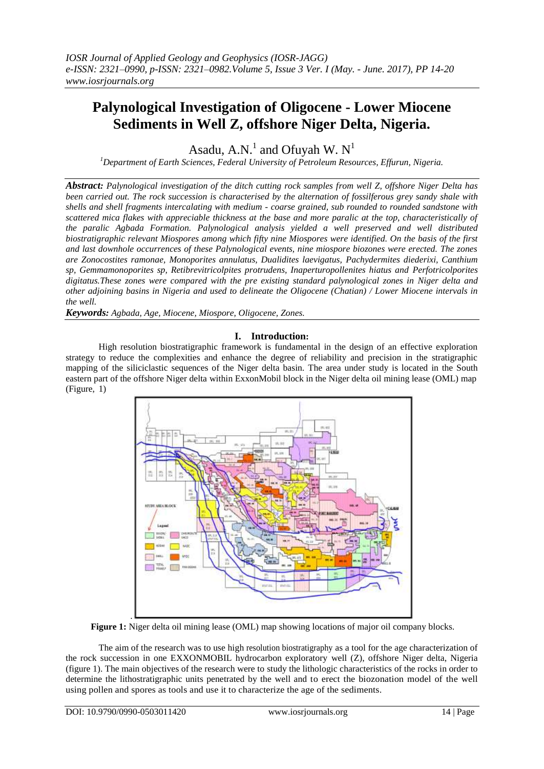# Palynological Investigation of Oligocene - Lower Miocene Sediments in Well Z, offshore Niger Delta, Nigeria.

Asadu, A.N.[1] and Ofuyah W. N[1]

[1]Department of Earth Sciences, Federal University of Petroleum Resources, Effurun, Nigeria.

***Abstract:*** *Palynological investigation of the ditch cutting rock samples from well Z, offshore Niger Delta has been carried out. The rock succession is characterised by the alternation of fossilferous grey sandy shale with shells and shell fragments intercalating with medium - coarse grained, sub rounded to rounded sandstone with scattered mica flakes with appreciable thickness at the base and more paralic at the top, characteristically of the paralic Agbada Formation. Palynological analysis yielded a well preserved and well distributed biostratigraphic relevant Miospores among which fifty nine Miospores were identified. On the basis of the first and last downhole occurrences of these Palynological events, nine miospore biozones were erected. The zones are Zonocostites ramonae, Monoporites annulatus, Dualidites laevigatus, Pachydermites diederixi, Canthium sp, Gemmamonoporites sp, Retibrevitricolpites protrudens, Inaperturopollenites hiatus and Perfotricolporites digitatus.These zones were compared with the pre existing standard palynological zones in Niger delta and other adjoining basins in Nigeria and used to delineate the Oligocene (Chatian) / Lower Miocene intervals in the well.*

***Keywords:*** *Agbada, Age, Miocene, Miospore, Oligocene, Zones.*

## I. Introduction:

High resolution biostratigraphic framework is fundamental in the design of an effective exploration strategy to reduce the complexities and enhance the degree of reliability and precision in the stratigraphic mapping of the siliciclastic sequences of the Niger delta basin. The area under study is located in the South eastern part of the offshore Niger delta within ExxonMobil block in the Niger delta oil mining lease (OML) map (Figure, 1)

**Figure 1:** Niger delta oil mining lease (OML) map showing locations of major oil company blocks.

The aim of the research was to use high resolution biostratigraphy as a tool for the age characterization of the rock succession in one EXXONMOBIL hydrocarbon exploratory well (Z), offshore Niger delta, Nigeria (figure 1). The main objectives of the research were to study the lithologic characteristics of the rocks in order to determine the lithostratigraphic units penetrated by the well and to erect the biozonation model of the well using pollen and spores as tools and use it to characterize the age of the sediments.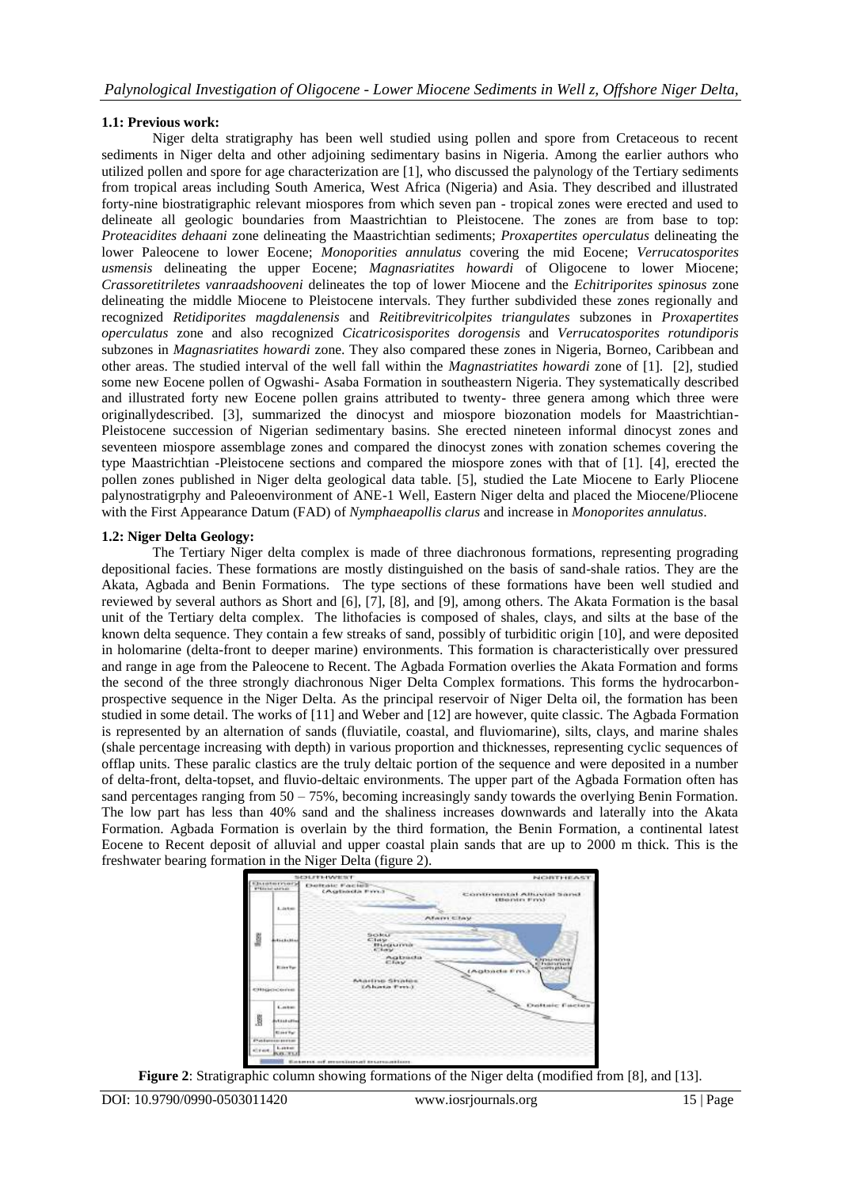### 1.1: Previous work:

Niger delta stratigraphy has been well studied using pollen and spore from Cretaceous to recent sediments in Niger delta and other adjoining sedimentary basins in Nigeria. Among the earlier authors who utilized pollen and spore for age characterization are [1], who discussed the palynology of the Tertiary sediments from tropical areas including South America, West Africa (Nigeria) and Asia. They described and illustrated forty-nine biostratigraphic relevant miospores from which seven pan - tropical zones were erected and used to delineate all geologic boundaries from Maastrichtian to Pleistocene. The zones are from base to top: *Proteacidites dehaani* zone delineating the Maastrichtian sediments; *Proxapertites operculatus* delineating the lower Paleocene to lower Eocene; *Monoporities annulatus* covering the mid Eocene; *Verrucatosporites usmensis* delineating the upper Eocene; *Magnasriatites howardi* of Oligocene to lower Miocene; *Crassoretitriletes vanraadshooveni* delineates the top of lower Miocene and the *Echitriporites spinosus* zone delineating the middle Miocene to Pleistocene intervals. They further subdivided these zones regionally and recognized *Retidiporites magdalenensis* and *Reitibrevitricolpites triangulates* subzones in *Proxapertites operculatus* zone and also recognized *Cicatricosisporites dorogensis* and *Verrucatosporites rotundiporis* subzones in *Magnasriatites howardi* zone. They also compared these zones in Nigeria, Borneo, Caribbean and other areas. The studied interval of the well fall within the *Magnastriatites howardi* zone of [1]. [2], studied some new Eocene pollen of Ogwashi- Asaba Formation in southeastern Nigeria. They systematically described and illustrated forty new Eocene pollen grains attributed to twenty- three genera among which three were originallydescribed. [3], summarized the dinocyst and miospore biozonation models for Maastrichtian-Pleistocene succession of Nigerian sedimentary basins. She erected nineteen informal dinocyst zones and seventeen miospore assemblage zones and compared the dinocyst zones with zonation schemes covering the type Maastrichtian -Pleistocene sections and compared the miospore zones with that of [1]. [4], erected the pollen zones published in Niger delta geological data table. [5], studied the Late Miocene to Early Pliocene palynostratigrphy and Paleoenvironment of ANE-1 Well, Eastern Niger delta and placed the Miocene/Pliocene with the First Appearance Datum (FAD) of *Nymphaeapollis clarus* and increase in *Monoporites annulatus*.

### 1.2: Niger Delta Geology:

The Tertiary Niger delta complex is made of three diachronous formations, representing prograding depositional facies. These formations are mostly distinguished on the basis of sand-shale ratios. They are the Akata, Agbada and Benin Formations. The type sections of these formations have been well studied and reviewed by several authors as Short and [6], [7], [8], and [9], among others. The Akata Formation is the basal unit of the Tertiary delta complex. The lithofacies is composed of shales, clays, and silts at the base of the known delta sequence. They contain a few streaks of sand, possibly of turbiditic origin [10], and were deposited in holomarine (delta-front to deeper marine) environments. This formation is characteristically over pressured and range in age from the Paleocene to Recent. The Agbada Formation overlies the Akata Formation and forms the second of the three strongly diachronous Niger Delta Complex formations. This forms the hydrocarbon-prospective sequence in the Niger Delta. As the principal reservoir of Niger Delta oil, the formation has been studied in some detail. The works of [11] and Weber and [12] are however, quite classic. The Agbada Formation is represented by an alternation of sands (fluviatile, coastal, and fluviomarine), silts, clays, and marine shales (shale percentage increasing with depth) in various proportion and thicknesses, representing cyclic sequences of offlap units. These paralic clastics are the truly deltaic portion of the sequence and were deposited in a number of delta-front, delta-topset, and fluvio-deltaic environments. The upper part of the Agbada Formation often has sand percentages ranging from 50 – 75%, becoming increasingly sandy towards the overlying Benin Formation. The low part has less than 40% sand and the shaliness increases downwards and laterally into the Akata Formation. Agbada Formation is overlain by the third formation, the Benin Formation, a continental latest Eocene to Recent deposit of alluvial and upper coastal plain sands that are up to 2000 m thick. This is the freshwater bearing formation in the Niger Delta (figure 2).

**Figure 2**: Stratigraphic column showing formations of the Niger delta (modified from [8], and [13].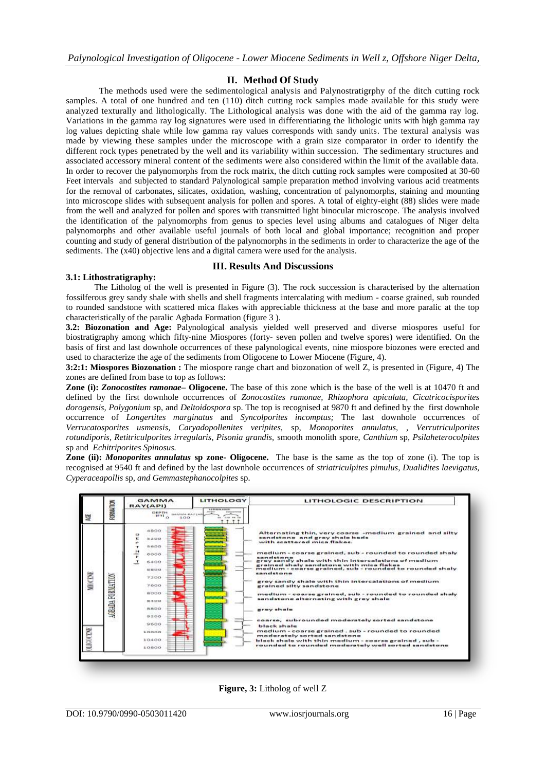## II. Method Of Study

The methods used were the sedimentological analysis and Palynostratigrphy of the ditch cutting rock samples. A total of one hundred and ten (110) ditch cutting rock samples made available for this study were analyzed texturally and lithologically. The Lithological analysis was done with the aid of the gamma ray log. Variations in the gamma ray log signatures were used in differentiating the lithologic units with high gamma ray log values depicting shale while low gamma ray values corresponds with sandy units. The textural analysis was made by viewing these samples under the microscope with a grain size comparator in order to identify the different rock types penetrated by the well and its variability within succession. The sedimentary structures and associated accessory mineral content of the sediments were also considered within the limit of the available data. In order to recover the palynomorphs from the rock matrix, the ditch cutting rock samples were composited at 30-60 Feet intervals and subjected to standard Palynological sample preparation method involving various acid treatments for the removal of carbonates, silicates, oxidation, washing, concentration of palynomorphs, staining and mounting into microscope slides with subsequent analysis for pollen and spores. A total of eighty-eight (88) slides were made from the well and analyzed for pollen and spores with transmitted light binocular microscope. The analysis involved the identification of the palynomorphs from genus to species level using albums and catalogues of Niger delta palynomorphs and other available useful journals of both local and global importance; recognition and proper counting and study of general distribution of the palynomorphs in the sediments in order to characterize the age of the sediments. The (x40) objective lens and a digital camera were used for the analysis.

## III. Results And Discussions

### 3.1: Lithostratigraphy:

The Litholog of the well is presented in Figure (3). The rock succession is characterised by the alternation fossilferous grey sandy shale with shells and shell fragments intercalating with medium - coarse grained, sub rounded to rounded sandstone with scattered mica flakes with appreciable thickness at the base and more paralic at the top characteristically of the paralic Agbada Formation (figure 3 ).

**3.2: Biozonation and Age:** Palynological analysis yielded well preserved and diverse miospores useful for biostratigraphy among which fifty-nine Miospores (forty- seven pollen and twelve spores) were identified. On the basis of first and last downhole occurrences of these palynological events, nine miospore biozones were erected and used to characterize the age of the sediments from Oligocene to Lower Miocene (Figure, 4).

**3:2:1: Miospores Biozonation :** The miospore range chart and biozonation of well Z, is presented in (Figure, 4) The zones are defined from base to top as follows:

**Zone (i): *Zonocostites ramonae*– Oligocene.** The base of this zone which is the base of the well is at 10470 ft and defined by the first downhole occurrences of *Zonocostites ramonae, Rhizophora apiculata, Cicatricocisporites dorogensis, Polygonium* sp, and *Deltoidospora* sp. The top is recognised at 9870 ft and defined by the first downhole occurrence of *Longertites marginatus* and *Syncolporites incomptus;* The last downhole occurrences of *Verrucatosporites usmensis, Caryadopollenites veripites,* sp, *Monoporites annulatus,* , *Verrutricul­porites rotundiporis, Retitricul­porites irregularis, Pisonia grandis,* smooth monolith spore, *Canthium* sp, *Psilaheterocolpites* sp and *Echitriporites Spinosus.*

**Zone (ii): *Monoporites annulatus* sp zone- Oligocene.** The base is the same as the top of zone (i). The top is recognised at 9540 ft and defined by the last downhole occurrences of *striatricul­pites pimulus, Dualidites laevigatus, Cyperaceapollis* sp*, and Gemmastephanocolpites* sp.

| AGE | FORMATION | DEPTH (FT) | LITHOLOGIC DESCRIPTION |
|---|---|---|---|
| MIOCENE | AGBADA FORMATION | 4800 – 5600 | Alternating thin, very coarse -medium grained and silty sandstone and grey shale beds with scattered mica flakes. |
| | | 6000 | medium - coarse grained, sub - rounded to rounded shaly sandstone |
| | | 6400 | grey sandy shale with thin intercalations of medium grained shaly sandstone with mica flakes |
| | | 6800 | medium - coarse grained, sub - rounded to rounded shaly sandstone |
| | | 7200 – 7600 | grey sandy shale with thin intercalations of medium grained silty sandstone |
| | | 8000 – 8400 | medium - coarse grained, sub - rounded to rounded shaly sandstone alternating with grey shale |
| | | 8800 | grey shale |
| | | 9200 – 9600 | coarse, subrounded moderately sorted sandstone |
| | | | black shale |
| OLIGOCENE | | 10000 | medium - coarse grained , sub - rounded to rounded moderately sorted sandstone |
| | | 10400 – 10800 | black shale with thin medium - coarse grained , sub - rounded to rounded moderately well sorted sandstone |

**Figure, 3:** Litholog of well Z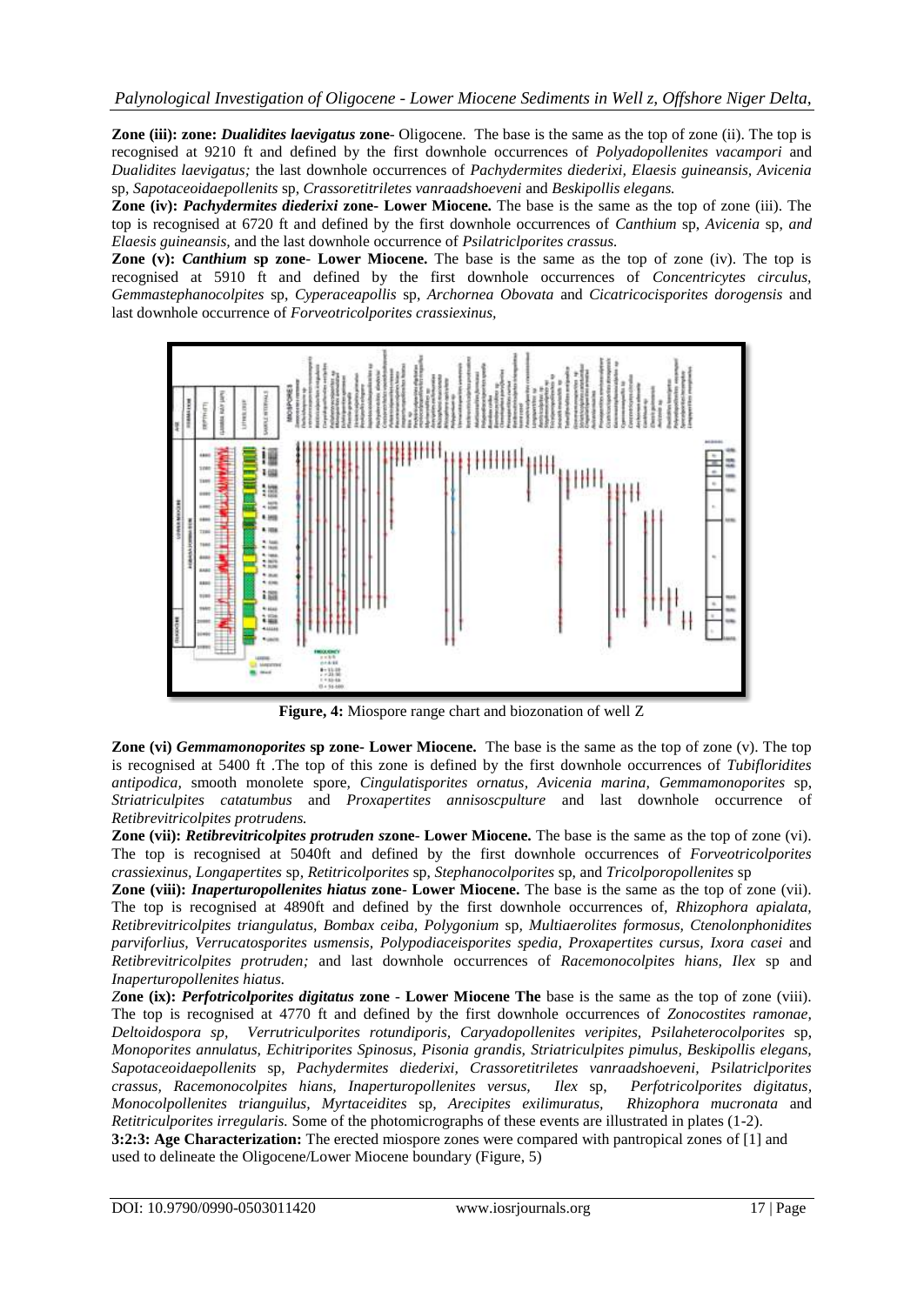**Zone (iii): zone:** ***Dualidites laevigatus*** **zone-** Oligocene. The base is the same as the top of zone (ii). The top is recognised at 9210 ft and defined by the first downhole occurrences of *Polyadopollenites vacampori* and *Dualidites laevigatus;* the last downhole occurrences of *Pachydermites diederixi, Elaesis guineansis, Avicenia* sp, *Sapotaceoidaepollenits* sp, *Crassoretitriletes vanraadshoeveni* and *Beskipollis elegans.*

**Zone (iv):** ***Pachydermites diederixi*** **zone- Lower Miocene.** The base is the same as the top of zone (iii). The top is recognised at 6720 ft and defined by the first downhole occurrences of *Canthium* sp, *Avicenia* sp, *and Elaesis guineansis,* and the last downhole occurrence of *Psilatriclporites crassus.*

**Zone (v):** ***Canthium*** **sp zone- Lower Miocene.** The base is the same as the top of zone (iv). The top is recognised at 5910 ft and defined by the first downhole occurrences of *Concentricytes circulus, Gemmastephanocolpites* sp, *Cyperaceapollis* sp, *Archornea Obovata* and *Cicatricocisporites dorogensis* and last downhole occurrence of *Forveotricolporites crassiexinus,*

**Figure, 4:** Miospore range chart and biozonation of well Z

**Zone (vi)** ***Gemmamonoporites*** **sp zone- Lower Miocene.** The base is the same as the top of zone (v). The top is recognised at 5400 ft .The top of this zone is defined by the first downhole occurrences of *Tubifloridites antipodica,* smooth monolete spore, *Cingulatisporites ornatus, Avicenia marina, Gemmamonoporites* sp, *Striatriculpites catatumbus* and *Proxapertites annisoscpulture* and last downhole occurrence of *Retibrevitricolpites protrudens.*

**Zone (vii):** ***Retibrevitricolpites protruden s*****zone- Lower Miocene.** The base is the same as the top of zone (vi). The top is recognised at 5040ft and defined by the first downhole occurrences of *Forveotricolporites crassiexinus, Longapertites* sp, *Retitricolporites* sp, *Stephanocolporites* sp, and *Tricolporopollenites* sp

**Zone (viii):** ***Inaperturopollenites hiatus*** **zone- Lower Miocene.** The base is the same as the top of zone (vii). The top is recognised at 4890ft and defined by the first downhole occurrences of, *Rhizophora apialata, Retibrevitricolpites triangulatus, Bombax ceiba, Polygonium* sp*, Multiaerolites formosus, Ctenolonphonidites parviforlius, Verrucatosporites usmensis, Polypodiaceisporites spedia, Proxapertites cursus, Ixora casei* and *Retibrevitricolpites protruden;* and last downhole occurrences of *Racemonocolpites hians, Ilex* sp and *Inaperturopollenites hiatus.*

**Zone (ix):** ***Perfotricolporites digitatus*** **zone - Lower Miocene The** base is the same as the top of zone (viii). The top is recognised at 4770 ft and defined by the first downhole occurrences of *Zonocostites ramonae, Deltoidospora sp, Verrutricolporites rotundiporis, Caryadopollenites veripites, Psilaheterocolporites* sp, *Monoporites annulatus, Echitriporites Spinosus, Pisonia grandis, Striatricolpites pimulus, Beskipollis elegans, Sapotaceoidaepollenits* sp, *Pachydermites diederixi, Crassoretitriletes vanraadshoeveni, Psilatriclporites crassus, Racemonocolpites hians, Inaperturopollenites versus, Ilex* sp, *Perfotricolporites digitatus, Monocolpollenites trianguilus, Myrtaceidites* sp, *Arecipites exilimuratus, Rhizophora mucronata* and *Retitriculporites irregularis.* Some of the photomicrographs of these events are illustrated in plates (1-2).

**3:2:3: Age Characterization:** The erected miospore zones were compared with pantropical zones of [1] and used to delineate the Oligocene/Lower Miocene boundary (Figure, 5)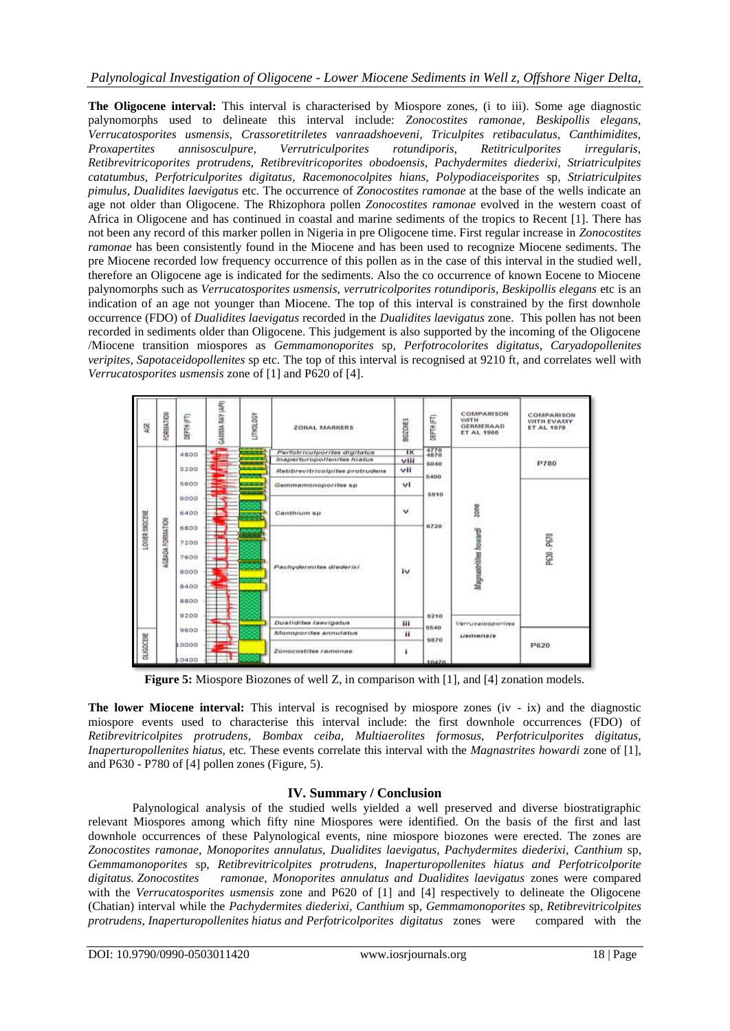**The Oligocene interval:** This interval is characterised by Miospore zones, (i to iii). Some age diagnostic palynomorphs used to delineate this interval include: *Zonocostites ramonae, Beskipollis elegans, Verrucatosporites usmensis, Crassoretitriletes vanraadshoeveni, Triculpites retibaculatus, Canthimidites, Proxapertites annisosculpure, Verrutriculporites rotundiporis, Retitriculporites irregularis, Retibrevitricoporites protrudens, Retibrevitricoporites obodoensis, Pachydermites diederixi, Striatriculpites catatumbus, Perfotriculporites digitatus, Racemonocolpites hians, Polypodiaceisporites* sp*, Striatriculpites pimulus, Dualidites laevigatus* etc. The occurrence of *Zonocostites ramonae* at the base of the wells indicate an age not older than Oligocene. The Rhizophora pollen *Zonocostites ramonae* evolved in the western coast of Africa in Oligocene and has continued in coastal and marine sediments of the tropics to Recent [1]. There has not been any record of this marker pollen in Nigeria in pre Oligocene time. First regular increase in *Zonocostites ramonae* has been consistently found in the Miocene and has been used to recognize Miocene sediments. The pre Miocene recorded low frequency occurrence of this pollen as in the case of this interval in the studied well, therefore an Oligocene age is indicated for the sediments. Also the co occurrence of known Eocene to Miocene palynomorphs such as *Verrucatosporites usmensis, verrutricolporites rotundiporis, Beskipollis elegans* etc is an indication of an age not younger than Miocene. The top of this interval is constrained by the first downhole occurrence (FDO) of *Dualidites laevigatus* recorded in the *Dualidites laevigatus* zone. This pollen has not been recorded in sediments older than Oligocene. This judgement is also supported by the incoming of the Oligocene /Miocene transition miospores as *Gemmamonoporites* sp*, Perfotrocolorites digitatus, Caryadopollenites veripites, Sapotaceidopollenites* sp etc. The top of this interval is recognised at 9210 ft, and correlates well with *Verrucatosporites usmensis* zone of [1] and P620 of [4].

**Figure 5:** Miospore Biozones of well Z, in comparison with [1], and [4] zonation models.

**The lower Miocene interval:** This interval is recognised by miospore zones (iv - ix) and the diagnostic miospore events used to characterise this interval include: the first downhole occurrences (FDO) of *Retibrevitricolpites protrudens, Bombax ceiba, Multiaerolites formosus, Perfotriculporites digitatus, Inaperturopollenites hiatus,* etc*.* These events correlate this interval with the *Magnastrites howardi* zone of [1], and P630 - P780 of [4] pollen zones (Figure, 5).

## IV. Summary / Conclusion

Palynological analysis of the studied wells yielded a well preserved and diverse biostratigraphic relevant Miospores among which fifty nine Miospores were identified. On the basis of the first and last downhole occurrences of these Palynological events, nine miospore biozones were erected. The zones are *Zonocostites ramonae, Monoporites annulatus, Dualidites laevigatus, Pachydermites diederixi, Canthium* sp*, Gemmamonoporites* sp*, Retibrevitricolpites protrudens, Inaperturopollenites hiatus and Perfotricolporite digitatus. Zonocostites ramonae, Monoporites annulatus and Dualidites laevigatus* zones were compared with the *Verrucatosporites usmensis* zone and P620 of [1] and [4] respectively to delineate the Oligocene (Chatian) interval while the *Pachydermites diederixi, Canthium* sp*, Gemmamonoporites* sp*, Retibrevitricolpites protrudens, Inaperturopollenites hiatus and Perfotricolporites digitatus* zones were compared with the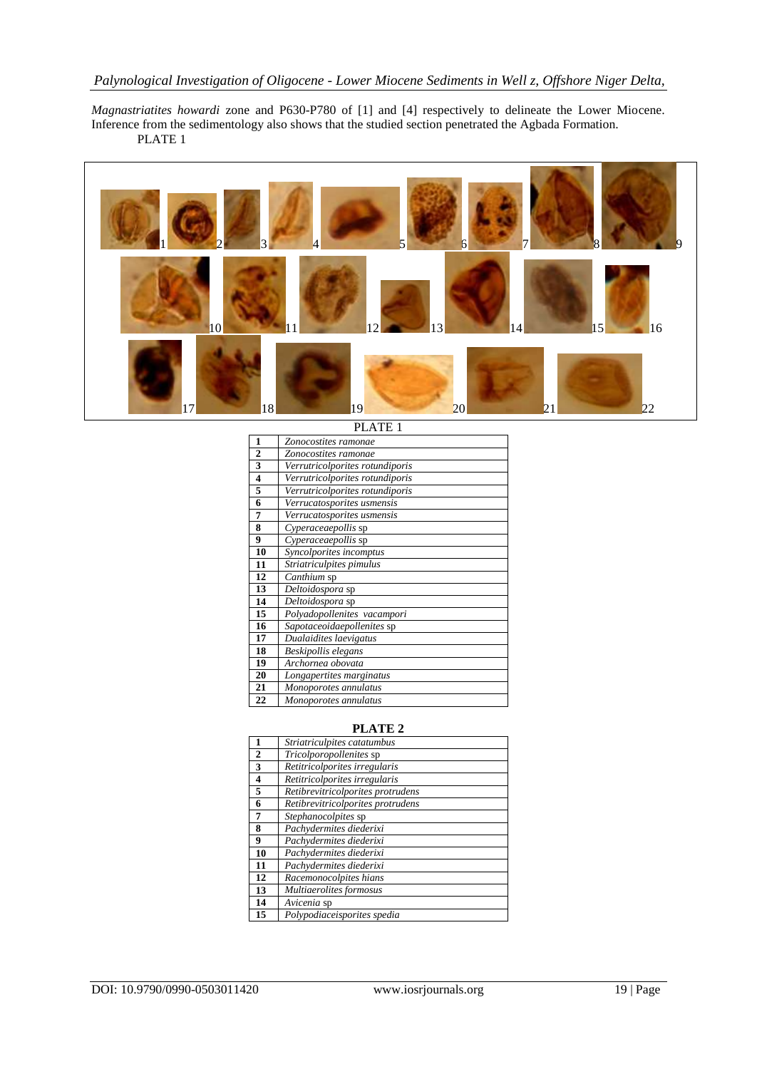*Magnastriatites howardi* zone and P630-P780 of [1] and [4] respectively to delineate the Lower Miocene. Inference from the sedimentology also shows that the studied section penetrated the Agbada Formation.

PLATE 1

PLATE 1

| | |
|---|---|
| **1** | *Zonocostites ramonae* |
| **2** | *Zonocostites ramonae* |
| **3** | *Verrutricolporites rotundiporis* |
| **4** | *Verrutricolporites rotundiporis* |
| **5** | *Verrutricolporites rotundiporis* |
| **6** | *Verrucatosporites usmensis* |
| **7** | *Verrucatosporites usmensis* |
| **8** | *Cyperaceaepollis* sp |
| **9** | *Cyperaceaepollis* sp |
| **10** | *Syncolporites incomptus* |
| **11** | *Striatriculpites pimulus* |
| **12** | *Canthium* sp |
| **13** | *Deltoidospora* sp |
| **14** | *Deltoidospora* sp |
| **15** | *Polyadopollenites vacampori* |
| **16** | *Sapotaceoidaepollenites* sp |
| **17** | *Dualaidites laevigatus* |
| **18** | *Beskipollis elegans* |
| **19** | *Archornea obovata* |
| **20** | *Longapertites marginatus* |
| **21** | *Monoporotes annulatus* |
| **22** | *Monoporotes annulatus* |

**PLATE 2**

| | |
|---|---|
| **1** | *Striatriculpites catatumbus* |
| **2** | *Tricolporopollenites* sp |
| **3** | *Retitricolporites irregularis* |
| **4** | *Retitricolporites irregularis* |
| **5** | *Retibrevitricolporites protrudens* |
| **6** | *Retibrevitricolporites protrudens* |
| **7** | *Stephanocolpites* sp |
| **8** | *Pachydermites diederixi* |
| **9** | *Pachydermites diederixi* |
| **10** | *Pachydermites diederixi* |
| **11** | *Pachydermites diederixi* |
| **12** | *Racemonocolpites hians* |
| **13** | *Multiaerolites formosus* |
| **14** | *Avicenia* sp |
| **15** | *Polypodiaceisporites spedia* |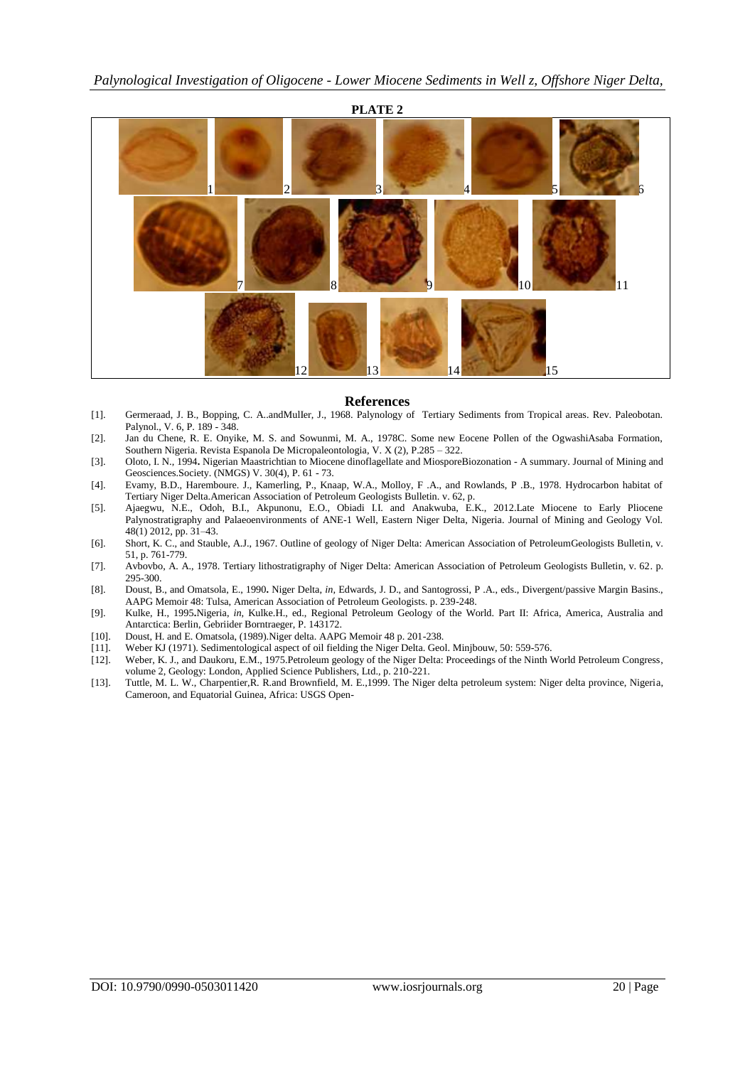**PLATE 2**

1 2 3 4 5 6 7 8 9 10 11 12 13 14 15

## References

[1]. Germeraad, J. B., Bopping, C. A..andMulIer, J., 1968. Palynology of Tertiary Sediments from Tropical areas. Rev. Paleobotan. Palynol., V. 6, P. 189 - 348.

[2]. Jan du Chene, R. E. Onyike, M. S. and Sowunmi, M. A., 1978C. Some new Eocene Pollen of the OgwashiAsaba Formation, Southern Nigeria. Revista Espanola De Micropaleontologia, V. X (2), P.285 – 322.

[3]. Oloto, I. N., 1994**.** Nigerian Maastrichtian to Miocene dinoflagellate and MiosporeBiozonation - A summary. Journal of Mining and Geosciences.Society. (NMGS) V. 30(4), P. 61 - 73.

[4]. Evamy, B.D., Haremboure. J., Kamerling, P., Knaap, W.A., Molloy, F .A., and Rowlands, P .B., 1978. Hydrocarbon habitat of Tertiary Niger Delta.American Association of Petroleum Geologists Bulletin. v. 62, p.

[5]. Ajaegwu, N.E., Odoh, B.I., Akpunonu, E.O., Obiadi I.I. and Anakwuba, E.K., 2012.Late Miocene to Early Pliocene Palynostratigraphy and Palaeoenvironments of ANE-1 Well, Eastern Niger Delta, Nigeria. Journal of Mining and Geology Vol. 48(1) 2012, pp. 31–43.

[6]. Short, K. C., and Stauble, A.J., 1967. Outline of geology of Niger Delta: American Association of PetroleumGeologists Bulletin, v. 51, p. 761-779.

[7]. Avbovbo, A. A., 1978. Tertiary lithostratigraphy of Niger Delta: American Association of Petroleum Geologists Bulletin, v. 62. p. 295-300.

[8]. Doust, B., and Omatsola, E., 1990**.** Niger Delta, *in*, Edwards, J. D., and Santogrossi, P .A., eds., Divergent/passive Margin Basins., AAPG Memoir 48: Tulsa, American Association of Petroleum Geologists. p. 239-248.

[9]. Kulke, H., 1995**.**Nigeria, *in*, Kulke.H., ed., Regional Petroleum Geology of the World. Part II: Africa, America, Australia and Antarctica: Berlin, Gebriider Borntraeger, P. 143172.

[10]. Doust, H. and E. Omatsola, (1989).Niger delta. AAPG Memoir 48 p. 201-238.

[11]. Weber KJ (1971). Sedimentological aspect of oil fielding the Niger Delta. Geol. Minjbouw, 50: 559-576.

[12]. Weber, K. J., and Daukoru, E.M., 1975.Petroleum geology of the Niger Delta: Proceedings of the Ninth World Petroleum Congress, volume 2, Geology: London, Applied Science Publishers, Ltd., p. 210-221.

[13]. Tuttle, M. L. W., Charpentier,R. R.and Brownfield, M. E.,1999. The Niger delta petroleum system: Niger delta province, Nigeria, Cameroon, and Equatorial Guinea, Africa: USGS Open-